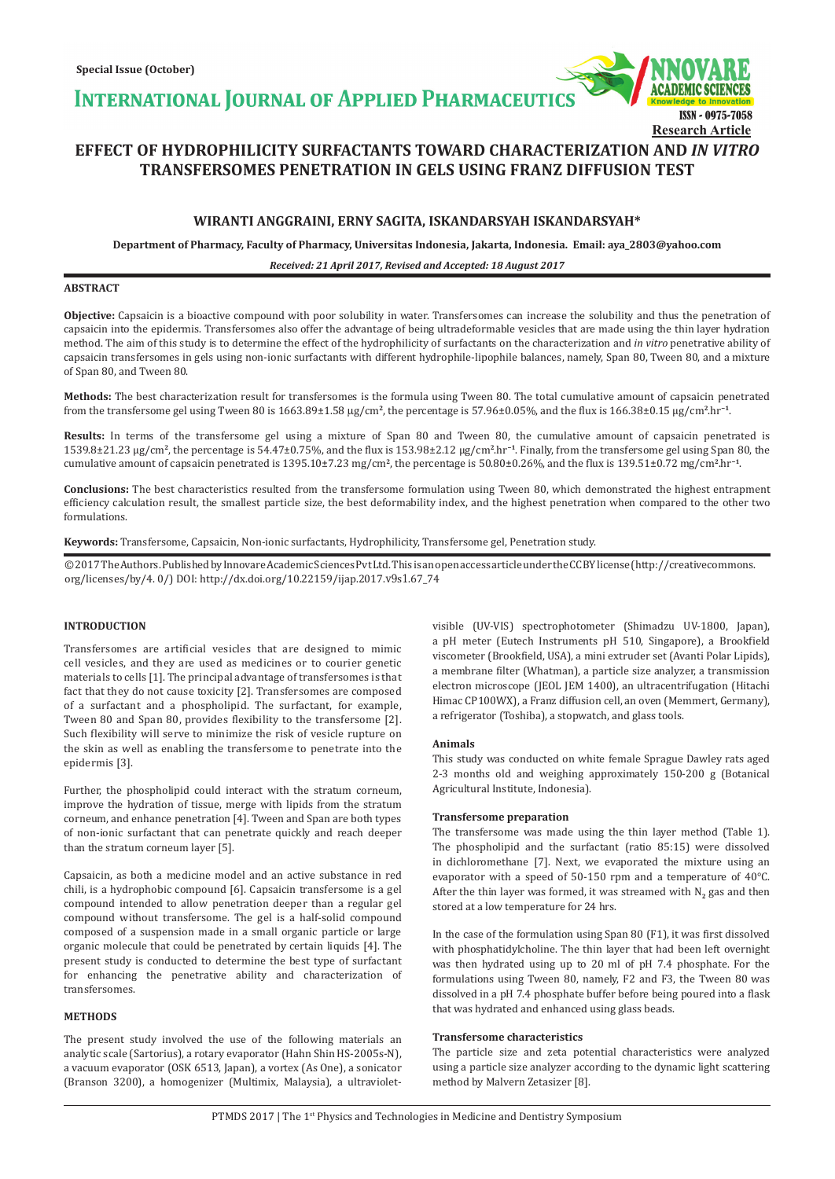Special Issue (October)

# EFFECT OF HYDROPHILICITY SURFACTANTS TOWARD CHARACTERIZATION AND *IN VITRO* TRANSFERSOMES PENETRATION IN GELS USING FRANZ DIFFUSION TEST

Research Article

**WIRANTI ANGGRAINI, ERNY SAGITA, ISKANDARSYAH ISKANDARSYAH***

**Department of Pharmacy, Faculty of Pharmacy, Universitas Indonesia, Jakarta, Indonesia. Email: aya_2803@yahoo.com**

***Received: 21 April 2017, Revised and Accepted: 18 August 2017***

## ABSTRACT

**Objective:** Capsaicin is a bioactive compound with poor solubility in water. Transfersomes can increase the solubility and thus the penetration of capsaicin into the epidermis. Transfersomes also offer the advantage of being ultradeformable vesicles that are made using the thin layer hydration method. The aim of this study is to determine the effect of the hydrophilicity of surfactants on the characterization and *in vitro* penetrative ability of capsaicin transfersomes in gels using non-ionic surfactants with different hydrophile-lipophile balances, namely, Span 80, Tween 80, and a mixture of Span 80, and Tween 80.

**Methods:** The best characterization result for transfersomes is the formula using Tween 80. The total cumulative amount of capsaicin penetrated from the transfersome gel using Tween 80 is 1663.89±1.58 μg/cm², the percentage is 57.96±0.05%, and the flux is 166.38±0.15 μg/cm².hr⁻¹.

**Results:** In terms of the transfersome gel using a mixture of Span 80 and Tween 80, the cumulative amount of capsaicin penetrated is 1539.8±21.23 μg/cm², the percentage is 54.47±0.75%, and the flux is 153.98±2.12 μg/cm².hr⁻¹. Finally, from the transfersome gel using Span 80, the cumulative amount of capsaicin penetrated is 1395.10±7.23 mg/cm², the percentage is 50.80±0.26%, and the flux is 139.51±0.72 mg/cm².hr⁻¹.

**Conclusions:** The best characteristics resulted from the transfersome formulation using Tween 80, which demonstrated the highest entrapment efficiency calculation result, the smallest particle size, the best deformability index, and the highest penetration when compared to the other two formulations.

**Keywords:** Transfersome, Capsaicin, Non-ionic surfactants, Hydrophilicity, Transfersome gel, Penetration study.

© 2017 The Authors. Published by Innovare Academic Sciences Pvt Ltd. This is an open access article under the CC BY license (http://creativecommons.org/licenses/by/4. 0/) DOI: http://dx.doi.org/10.22159/ijap.2017.v9s1.67_74

## INTRODUCTION

Transfersomes are artificial vesicles that are designed to mimic cell vesicles, and they are used as medicines or to courier genetic materials to cells [1]. The principal advantage of transfersomes is that fact that they do not cause toxicity [2]. Transfersomes are composed of a surfactant and a phospholipid. The surfactant, for example, Tween 80 and Span 80, provides flexibility to the transfersome [2]. Such flexibility will serve to minimize the risk of vesicle rupture on the skin as well as enabling the transfersome to penetrate into the epidermis [3].

Further, the phospholipid could interact with the stratum corneum, improve the hydration of tissue, merge with lipids from the stratum corneum, and enhance penetration [4]. Tween and Span are both types of non-ionic surfactant that can penetrate quickly and reach deeper than the stratum corneum layer [5].

Capsaicin, as both a medicine model and an active substance in red chili, is a hydrophobic compound [6]. Capsaicin transfersome is a gel compound intended to allow penetration deeper than a regular gel compound without transfersome. The gel is a half-solid compound composed of a suspension made in a small organic particle or large organic molecule that could be penetrated by certain liquids [4]. The present study is conducted to determine the best type of surfactant for enhancing the penetrative ability and characterization of transfersomes.

## METHODS

The present study involved the use of the following materials an analytic scale (Sartorius), a rotary evaporator (Hahn Shin HS-2005s-N), a vacuum evaporator (OSK 6513, Japan), a vortex (As One), a sonicator (Branson 3200), a homogenizer (Multimix, Malaysia), a ultraviolet-visible (UV-VIS) spectrophotometer (Shimadzu UV-1800, Japan), a pH meter (Eutech Instruments pH 510, Singapore), a Brookfield viscometer (Brookfield, USA), a mini extruder set (Avanti Polar Lipids), a membrane filter (Whatman), a particle size analyzer, a transmission electron microscope (JEOL JEM 1400), an ultracentrifugation (Hitachi Himac CP100WX), a Franz diffusion cell, an oven (Memmert, Germany), a refrigerator (Toshiba), a stopwatch, and glass tools.

### Animals

This study was conducted on white female Sprague Dawley rats aged 2-3 months old and weighing approximately 150-200 g (Botanical Agricultural Institute, Indonesia).

### Transfersome preparation

The transfersome was made using the thin layer method (Table 1). The phospholipid and the surfactant (ratio 85:15) were dissolved in dichloromethane [7]. Next, we evaporated the mixture using an evaporator with a speed of 50-150 rpm and a temperature of 40°C. After the thin layer was formed, it was streamed with $N_2$ gas and then stored at a low temperature for 24 hrs.

In the case of the formulation using Span 80 (F1), it was first dissolved with phosphatidylcholine. The thin layer that had been left overnight was then hydrated using up to 20 ml of pH 7.4 phosphate. For the formulations using Tween 80, namely, F2 and F3, the Tween 80 was dissolved in a pH 7.4 phosphate buffer before being poured into a flask that was hydrated and enhanced using glass beads.

### Transfersome characteristics

The particle size and zeta potential characteristics were analyzed using a particle size analyzer according to the dynamic light scattering method by Malvern Zetasizer [8].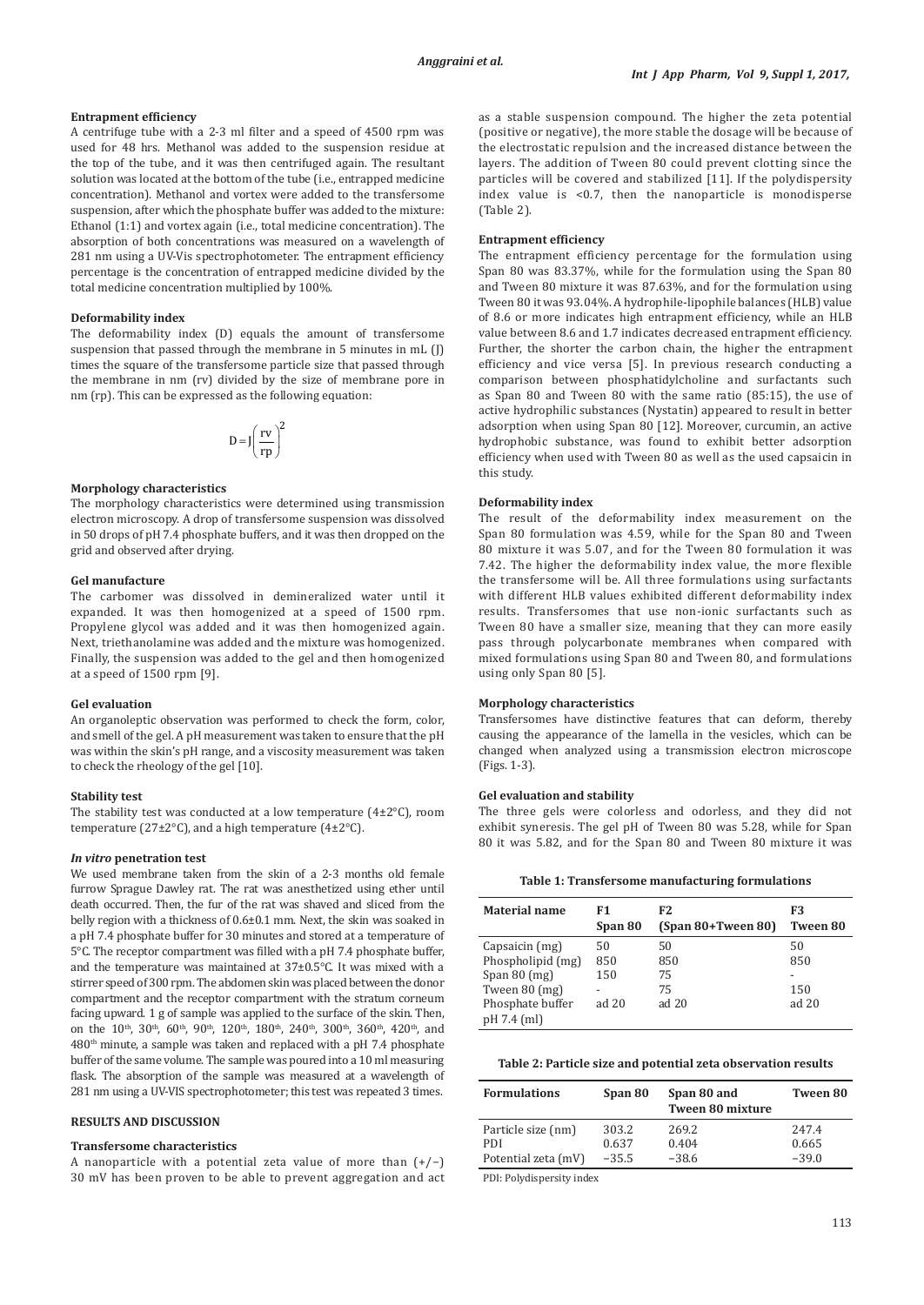### Entrapment efficiency

A centrifuge tube with a 2-3 ml filter and a speed of 4500 rpm was used for 48 hrs. Methanol was added to the suspension residue at the top of the tube, and it was then centrifuged again. The resultant solution was located at the bottom of the tube (i.e., entrapped medicine concentration). Methanol and vortex were added to the transfersome suspension, after which the phosphate buffer was added to the mixture: Ethanol (1:1) and vortex again (i.e., total medicine concentration). The absorption of both concentrations was measured on a wavelength of 281 nm using a UV-Vis spectrophotometer. The entrapment efficiency percentage is the concentration of entrapped medicine divided by the total medicine concentration multiplied by 100%.

### Deformability index

The deformability index (D) equals the amount of transfersome suspension that passed through the membrane in 5 minutes in mL (J) times the square of the transfersome particle size that passed through the membrane in nm (rv) divided by the size of membrane pore in nm (rp). This can be expressed as the following equation:

$$D = J\left(\frac{rv}{rp}\right)^2$$

### Morphology characteristics

The morphology characteristics were determined using transmission electron microscopy. A drop of transfersome suspension was dissolved in 50 drops of pH 7.4 phosphate buffers, and it was then dropped on the grid and observed after drying.

### Gel manufacture

The carbomer was dissolved in demineralized water until it expanded. It was then homogenized at a speed of 1500 rpm. Propylene glycol was added and it was then homogenized again. Next, triethanolamine was added and the mixture was homogenized. Finally, the suspension was added to the gel and then homogenized at a speed of 1500 rpm [9].

### Gel evaluation

An organoleptic observation was performed to check the form, color, and smell of the gel. A pH measurement was taken to ensure that the pH was within the skin's pH range, and a viscosity measurement was taken to check the rheology of the gel [10].

### Stability test

The stability test was conducted at a low temperature (4±2°C), room temperature (27±2°C), and a high temperature (4±2°C).

### *In vitro* penetration test

We used membrane taken from the skin of a 2-3 months old female furrow Sprague Dawley rat. The rat was anesthetized using ether until death occurred. Then, the fur of the rat was shaved and sliced from the belly region with a thickness of 0.6±0.1 mm. Next, the skin was soaked in a pH 7.4 phosphate buffer for 30 minutes and stored at a temperature of 5°C. The receptor compartment was filled with a pH 7.4 phosphate buffer, and the temperature was maintained at 37±0.5°C. It was mixed with a stirrer speed of 300 rpm. The abdomen skin was placed between the donor compartment and the receptor compartment with the stratum corneum facing upward. 1 g of sample was applied to the surface of the skin. Then, on the 10th, 30th, 60th, 90th, 120th, 180th, 240th, 300th, 360th, 420th, and 480th minute, a sample was taken and replaced with a pH 7.4 phosphate buffer of the same volume. The sample was poured into a 10 ml measuring flask. The absorption of the sample was measured at a wavelength of 281 nm using a UV-VIS spectrophotometer; this test was repeated 3 times.

## RESULTS AND DISCUSSION

### Transfersome characteristics

A nanoparticle with a potential zeta value of more than (+/−) 30 mV has been proven to be able to prevent aggregation and act as a stable suspension compound. The higher the zeta potential (positive or negative), the more stable the dosage will be because of the electrostatic repulsion and the increased distance between the layers. The addition of Tween 80 could prevent clotting since the particles will be covered and stabilized [11]. If the polydispersity index value is <0.7, then the nanoparticle is monodisperse (Table 2).

### Entrapment efficiency

The entrapment efficiency percentage for the formulation using Span 80 was 83.37%, while for the formulation using the Span 80 and Tween 80 mixture it was 87.63%, and for the formulation using Tween 80 it was 93.04%. A hydrophile-lipophile balances (HLB) value of 8.6 or more indicates high entrapment efficiency, while an HLB value between 8.6 and 1.7 indicates decreased entrapment efficiency. Further, the shorter the carbon chain, the higher the entrapment efficiency and vice versa [5]. In previous research conducting a comparison between phosphatidylcholine and surfactants such as Span 80 and Tween 80 with the same ratio (85:15), the use of active hydrophilic substances (Nystatin) appeared to result in better adsorption when using Span 80 [12]. Moreover, curcumin, an active hydrophobic substance, was found to exhibit better adsorption efficiency when used with Tween 80 as well as the used capsaicin in this study.

### Deformability index

The result of the deformability index measurement on the Span 80 formulation was 4.59, while for the Span 80 and Tween 80 mixture it was 5.07, and for the Tween 80 formulation it was 7.42. The higher the deformability index value, the more flexible the transfersome will be. All three formulations using surfactants with different HLB values exhibited different deformability index results. Transfersomes that use non-ionic surfactants such as Tween 80 have a smaller size, meaning that they can more easily pass through polycarbonate membranes when compared with mixed formulations using Span 80 and Tween 80, and formulations using only Span 80 [5].

### Morphology characteristics

Transfersomes have distinctive features that can deform, thereby causing the appearance of the lamella in the vesicles, which can be changed when analyzed using a transmission electron microscope (Figs. 1-3).

### Gel evaluation and stability

The three gels were colorless and odorless, and they did not exhibit syneresis. The gel pH of Tween 80 was 5.28, while for Span 80 it was 5.82, and for the Span 80 and Tween 80 mixture it was

**Table 1: Transfersome manufacturing formulations**

| Material name | F1 Span 80 | F2 (Span 80+Tween 80) | F3 Tween 80 |
|---|---|---|---|
| Capsaicin (mg) | 50 | 50 | 50 |
| Phospholipid (mg) | 850 | 850 | 850 |
| Span 80 (mg) | 150 | 75 | - |
| Tween 80 (mg) | - | 75 | 150 |
| Phosphate buffer pH 7.4 (ml) | ad 20 | ad 20 | ad 20 |

**Table 2: Particle size and potential zeta observation results**

| Formulations | Span 80 | Span 80 and Tween 80 mixture | Tween 80 |
|---|---|---|---|
| Particle size (nm) | 303.2 | 269.2 | 247.4 |
| PDI | 0.637 | 0.404 | 0.665 |
| Potential zeta (mV) | −35.5 | −38.6 | −39.0 |

PDI: Polydispersity index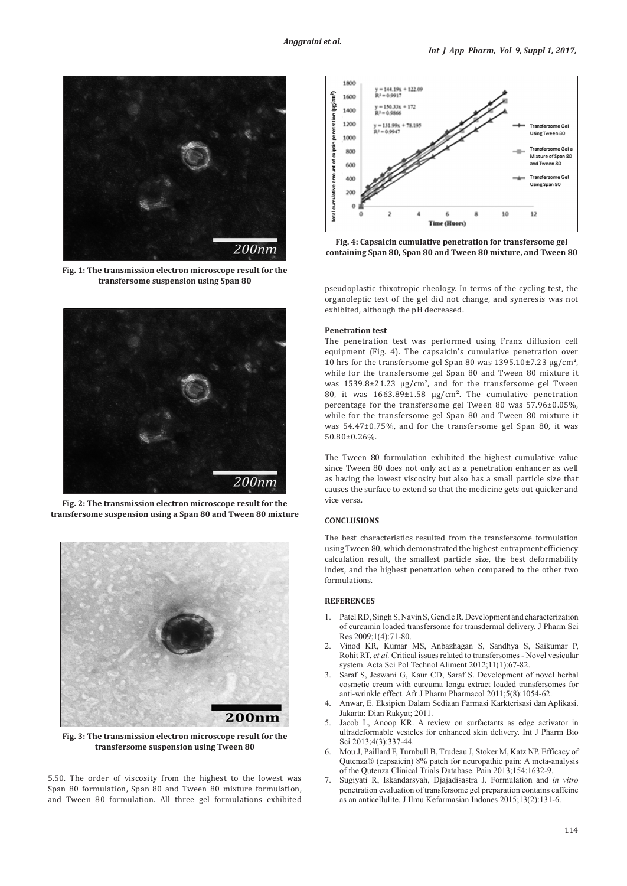Fig. 1: The transmission electron microscope result for the transfersome suspension using Span 80

Fig. 2: The transmission electron microscope result for the transfersome suspension using a Span 80 and Tween 80 mixture

Fig. 3: The transmission electron microscope result for the transfersome suspension using Tween 80

5.50. The order of viscosity from the highest to the lowest was Span 80 formulation, Span 80 and Tween 80 mixture formulation, and Tween 80 formulation. All three gel formulations exhibited pseudoplastic thixotropic rheology. In terms of the cycling test, the organoleptic test of the gel did not change, and syneresis was not exhibited, although the pH decreased.

Fig. 4: Capsaicin cumulative penetration for transfersome gel containing Span 80, Span 80 and Tween 80 mixture, and Tween 80

### Penetration test

The penetration test was performed using Franz diffusion cell equipment (Fig. 4). The capsaicin's cumulative penetration over 10 hrs for the transfersome gel Span 80 was 1395.10±7.23 μg/cm², while for the transfersome gel Span 80 and Tween 80 mixture it was 1539.8±21.23 μg/cm², and for the transfersome gel Tween 80, it was 1663.89±1.58 μg/cm². The cumulative penetration percentage for the transfersome gel Tween 80 was 57.96±0.05%, while for the transfersome gel Span 80 and Tween 80 mixture it was 54.47±0.75%, and for the transfersome gel Span 80, it was 50.80±0.26%.

The Tween 80 formulation exhibited the highest cumulative value since Tween 80 does not only act as a penetration enhancer as well as having the lowest viscosity but also has a small particle size that causes the surface to extend so that the medicine gets out quicker and vice versa.

## CONCLUSIONS

The best characteristics resulted from the transfersome formulation using Tween 80, which demonstrated the highest entrapment efficiency calculation result, the smallest particle size, the best deformability index, and the highest penetration when compared to the other two formulations.

## REFERENCES

1. Patel RD, Singh S, Navin S, Gendle R. Development and characterization of curcumin loaded transfersome for transdermal delivery. J Pharm Sci Res 2009;1(4):71-80.
2. Vinod KR, Kumar MS, Anbazhagan S, Sandhya S, Saikumar P, Rohit RT, *et al*. Critical issues related to transfersomes - Novel vesicular system. Acta Sci Pol Technol Aliment 2012;11(1):67-82.
3. Saraf S, Jeswani G, Kaur CD, Saraf S. Development of novel herbal cosmetic cream with curcuma longa extract loaded transfersomes for anti-wrinkle effect. Afr J Pharm Pharmacol 2011;5(8):1054-62.
4. Anwar, E. Eksipien Dalam Sediaan Farmasi Karkterisasi dan Aplikasi. Jakarta: Dian Rakyat; 2011.
5. Jacob L, Anoop KR. A review on surfactants as edge activator in ultradeformable vesicles for enhanced skin delivery. Int J Pharm Bio Sci 2013;4(3):337-44.
6. Mou J, Paillard F, Turnbull B, Trudeau J, Stoker M, Katz NP. Efficacy of Qutenza® (capsaicin) 8% patch for neuropathic pain: A meta-analysis of the Qutenza Clinical Trials Database. Pain 2013;154:1632-9.
7. Sugiyati R, Iskandarsyah, Djajadisastra J. Formulation and *in vitro* penetration evaluation of transfersome gel preparation contains caffeine as an anticellulite. J Ilmu Kefarmasian Indones 2015;13(2):131-6.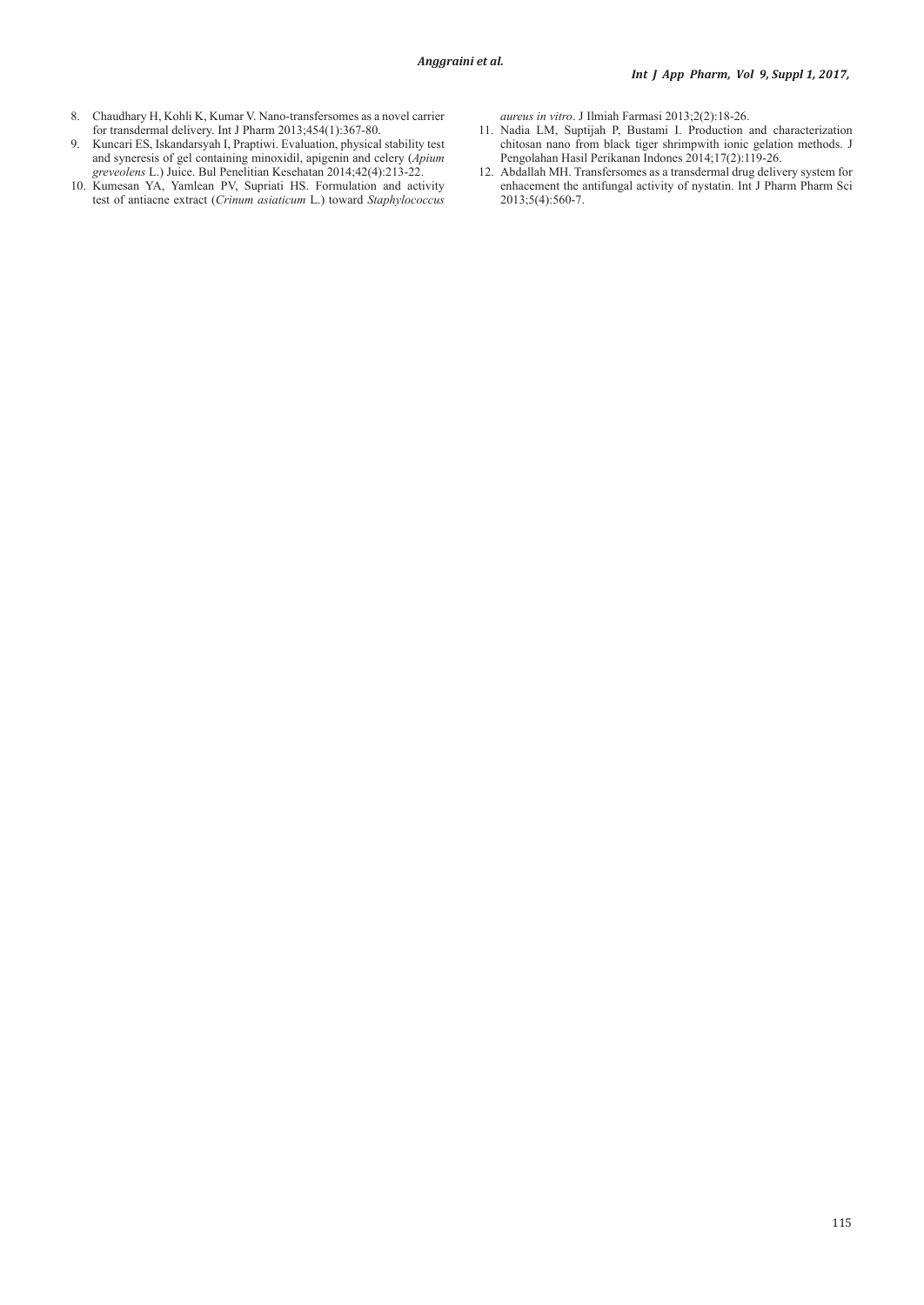8. Chaudhary H, Kohli K, Kumar V. Nano-transfersomes as a novel carrier for transdermal delivery. Int J Pharm 2013;454(1):367-80.
9. Kuncari ES, Iskandarsyah I, Praptiwi. Evaluation, physical stability test and syneresis of gel containing minoxidil, apigenin and celery (*Apium greveolens* L.) Juice. Bul Penelitian Kesehatan 2014;42(4):213-22.
10. Kumesan YA, Yamlean PV, Supriati HS. Formulation and activity test of antiacne extract (*Crinum asiaticum* L.) toward *Staphylococcus aureus in vitro*. J Ilmiah Farmasi 2013;2(2):18-26.
11. Nadia LM, Suptijah P, Bustami I. Production and characterization chitosan nano from black tiger shrimpwith ionic gelation methods. J Pengolahan Hasil Perikanan Indones 2014;17(2):119-26.
12. Abdallah MH. Transfersomes as a transdermal drug delivery system for enhacement the antifungal activity of nystatin. Int J Pharm Pharm Sci 2013;5(4):560-7.